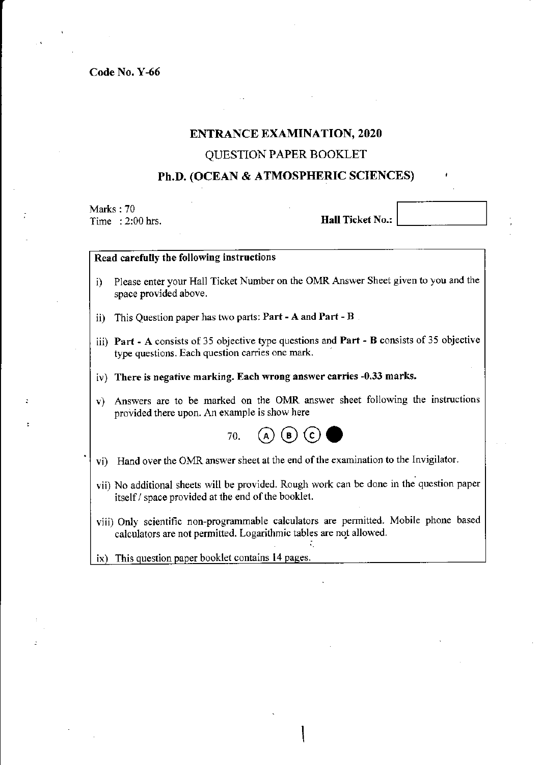Code No. Y-66

# ENTRANCE EXAMINATION, 2020

## QUESTION PAPER BOOKLET

## Ph.D. (OCEAN & ATMOSPHERIC SCIENCES)

Marks : 70
Time : 2:00 hrs.

**Hall Ticket No.:**

**Read carefully the following instructions**

i) Please enter your Hall Ticket Number on the OMR Answer Sheet given to you and the space provided above.

ii) This Question paper has two parts: **Part - A and Part - B**

iii) **Part - A** consists of 35 objective type questions and **Part - B** consists of 35 objective type questions. Each question carries one mark.

iv) **There is negative marking. Each wrong answer carries -0.33 marks.**

v) Answers are to be marked on the OMR answer sheet following the instructions provided there upon. An example is show here

70. (A) (B) (C) ●

vi) Hand over the OMR answer sheet at the end of the examination to the Invigilator.

vii) No additional sheets will be provided. Rough work can be done in the question paper itself / space provided at the end of the booklet.

viii) Only scientific non-programmable calculators are permitted. Mobile phone based calculators are not permitted. Logarithmic tables are not allowed.

ix) This question paper booklet contains 14 pages.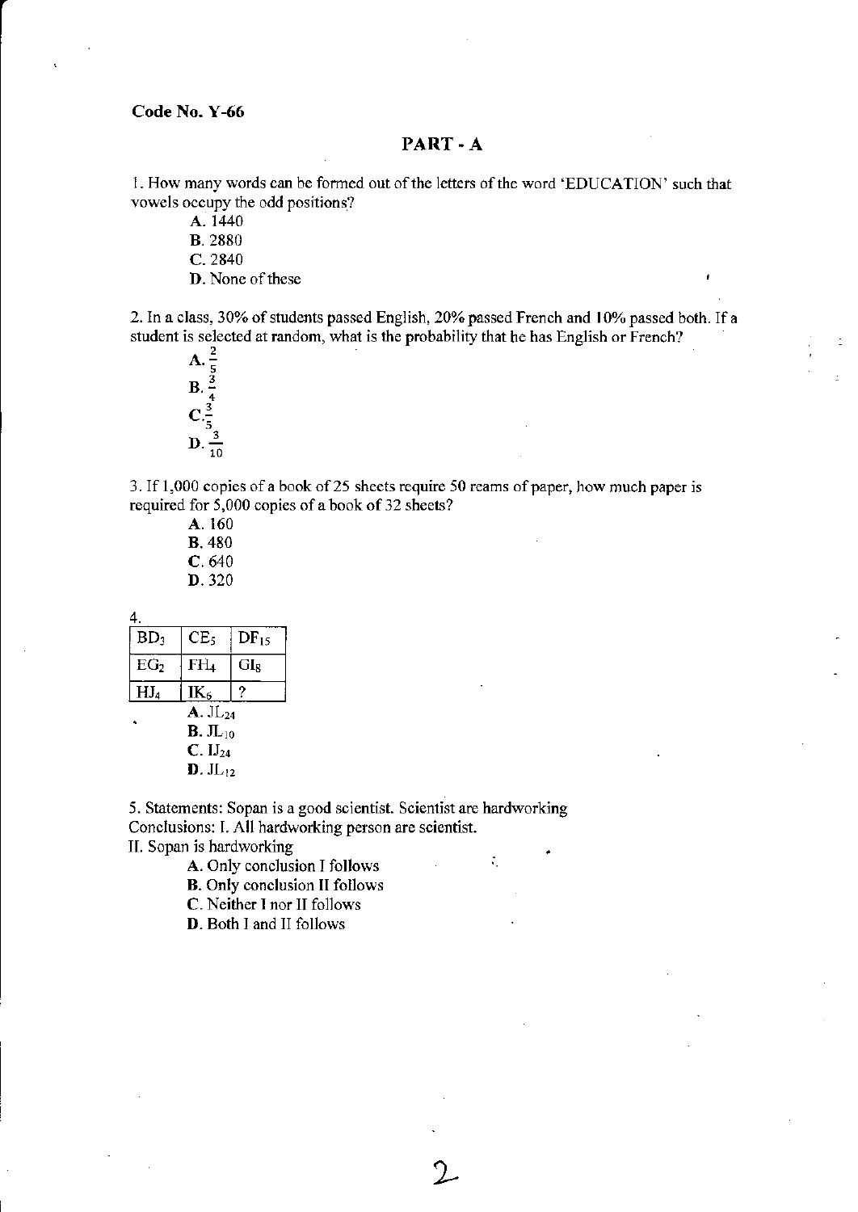**Code No. Y-66**

## PART - A

1. How many words can be formed out of the letters of the word 'EDUCATION' such that vowels occupy the odd positions?

- **A.** 1440
- **B.** 2880
- **C.** 2840
- **D.** None of these

2. In a class, 30% of students passed English, 20% passed French and 10% passed both. If a student is selected at random, what is the probability that he has English or French?

- **A.** $\frac{2}{5}$
- **B.** $\frac{3}{4}$
- **C.** $\frac{3}{5}$
- **D.** $\frac{3}{10}$

3. If 1,000 copies of a book of 25 sheets require 50 reams of paper, how much paper is required for 5,000 copies of a book of 32 sheets?

- **A.** 160
- **B.** 480
- **C.** 640
- **D.** 320

4.

| $BD_3$ | $CE_5$ | $DF_{15}$ |
|---|---|---|
| $EG_2$ | $FH_4$ | $GI_8$ |
| $HJ_4$ | $IK_6$ | ? |

- **A.** $JL_{24}$
- **B.** $JL_{10}$
- **C.** $IJ_{24}$
- **D.** $JL_{12}$

5. Statements: Sopan is a good scientist. Scientist are hardworking
Conclusions: I. All hardworking person are scientist.
II. Sopan is hardworking

- **A.** Only conclusion I follows
- **B.** Only conclusion II follows
- **C.** Neither I nor II follows
- **D.** Both I and II follows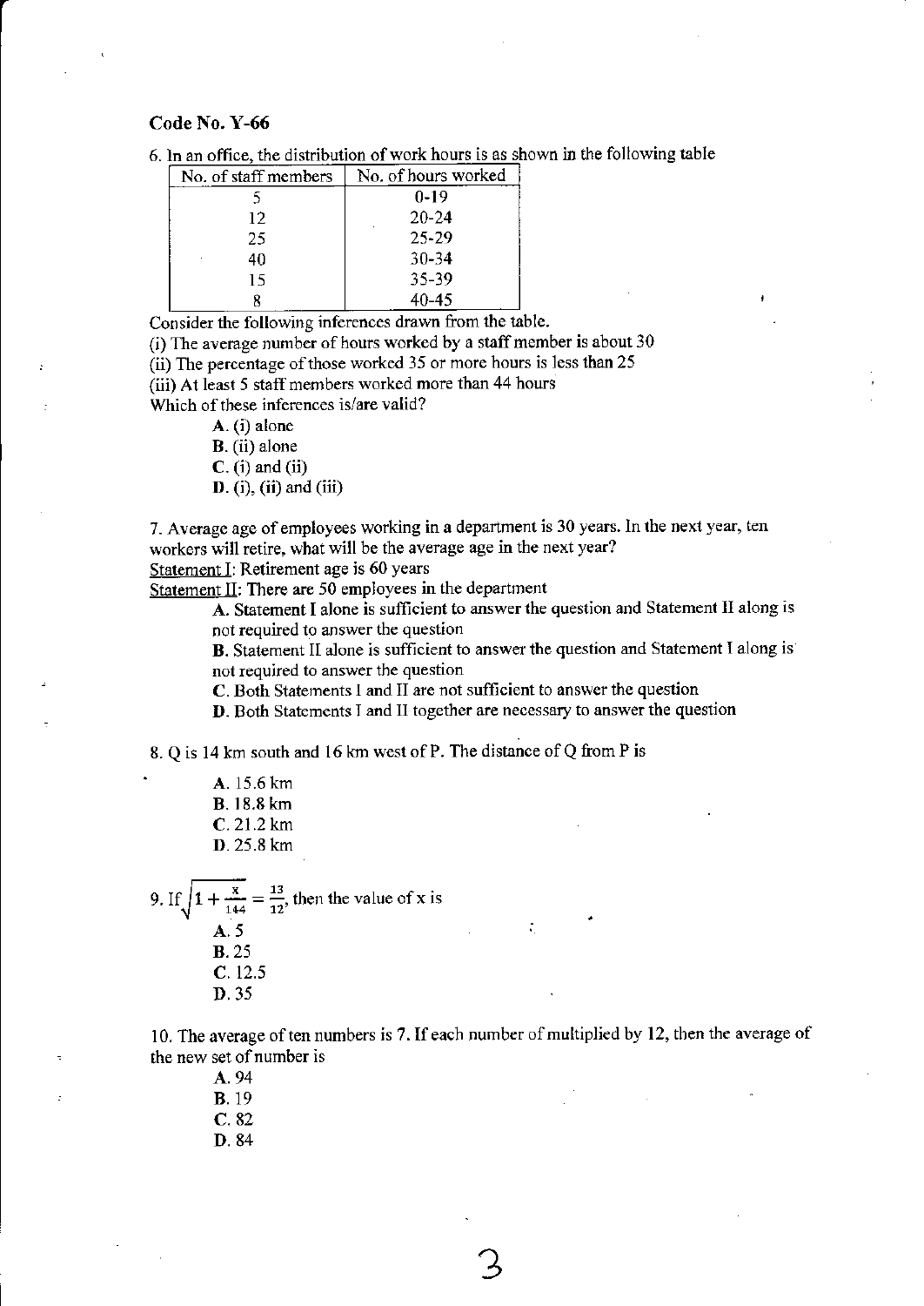Code No. Y-66

6. In an office, the distribution of work hours is as shown in the following table

| No. of staff members | No. of hours worked |
|---|---|
| 5 | 0-19 |
| 12 | 20-24 |
| 25 | 25-29 |
| 40 | 30-34 |
| 15 | 35-39 |
| 8 | 40-45 |

Consider the following inferences drawn from the table.

(i) The average number of hours worked by a staff member is about 30

(ii) The percentage of those worked 35 or more hours is less than 25

(iii) At least 5 staff members worked more than 44 hours

Which of these inferences is/are valid?

- **A.** (i) alone
- **B.** (ii) alone
- **C.** (i) and (ii)
- **D.** (i), (ii) and (iii)

7. Average age of employees working in a department is 30 years. In the next year, ten workers will retire, what will be the average age in the next year?

Statement I: Retirement age is 60 years

Statement II: There are 50 employees in the department

- **A.** Statement I alone is sufficient to answer the question and Statement II along is not required to answer the question
- **B.** Statement II alone is sufficient to answer the question and Statement I along is not required to answer the question
- **C.** Both Statements I and II are not sufficient to answer the question
- **D.** Both Statements I and II together are necessary to answer the question

8. Q is 14 km south and 16 km west of P. The distance of Q from P is

- **A.** 15.6 km
- **B.** 18.8 km
- **C.** 21.2 km
- **D.** 25.8 km

9. If $\sqrt{1+\frac{x}{144}} = \frac{13}{12}$, then the value of x is

- **A.** 5
- **B.** 25
- **C.** 12.5
- **D.** 35

10. The average of ten numbers is 7. If each number of multiplied by 12, then the average of the new set of number is

- **A.** 94
- **B.** 19
- **C.** 82
- **D.** 84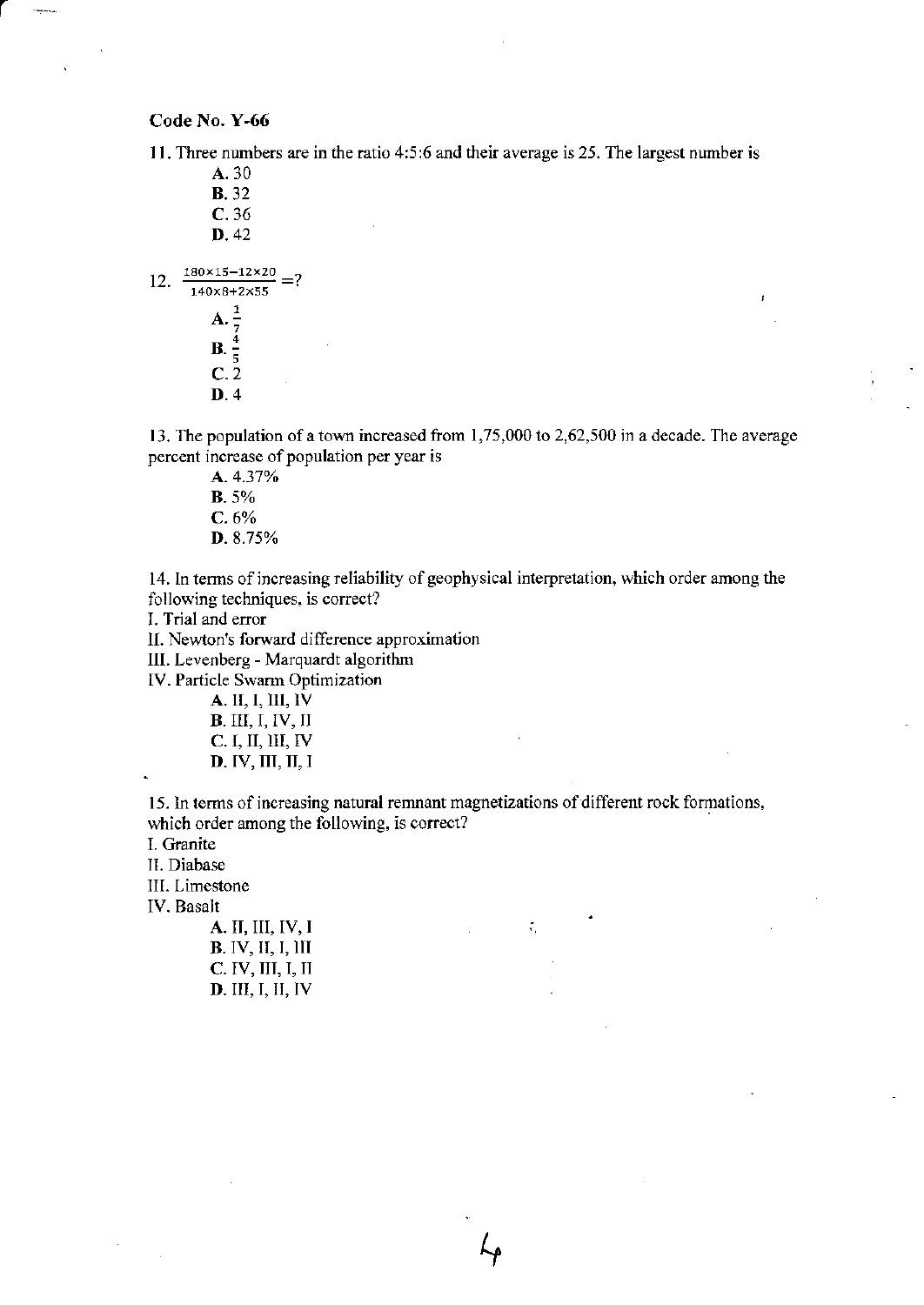Code No. Y-66

11. Three numbers are in the ratio 4:5:6 and their average is 25. The largest number is

A. 30
B. 32
C. 36
D. 42

12. $\frac{180\times15-12\times20}{140\times8+2\times55}=?$

A. $\frac{1}{7}$
B. $\frac{4}{5}$
C. 2
D. 4

13. The population of a town increased from 1,75,000 to 2,62,500 in a decade. The average percent increase of population per year is

A. 4.37%
B. 5%
C. 6%
D. 8.75%

14. In terms of increasing reliability of geophysical interpretation, which order among the following techniques, is correct?

I. Trial and error
II. Newton's forward difference approximation
III. Levenberg - Marquardt algorithm
IV. Particle Swarm Optimization

A. II, I, III, IV
B. III, I, IV, II
C. I, II, III, IV
D. IV, III, II, I

15. In terms of increasing natural remnant magnetizations of different rock formations, which order among the following, is correct?

I. Granite
II. Diabase
III. Limestone
IV. Basalt

A. II, III, IV, I
B. IV, II, I, III
C. IV, III, I, II
D. III, I, II, IV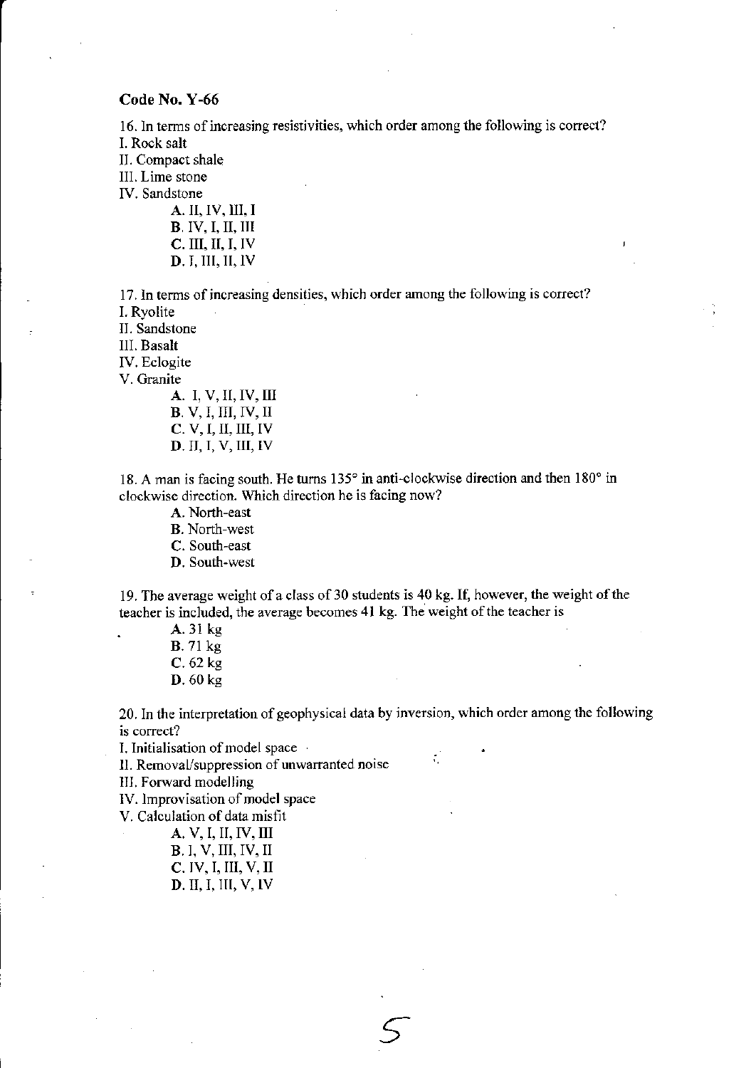Code No. Y-66

16. In terms of increasing resistivities, which order among the following is correct?

I. Rock salt

II. Compact shale

III. Lime stone

IV. Sandstone

- A. II, IV, III, I
- B. IV, I, II, III
- C. III, II, I, IV
- D. I, III, II, IV

17. In terms of increasing densities, which order among the following is correct?

I. Ryolite

II. Sandstone

III. Basalt

IV. Eclogite

V. Granite

- A. I, V, II, IV, III
- B. V, I, III, IV, II
- C. V, I, II, III, IV
- D. II, I, V, III, IV

18. A man is facing south. He turns 135° in anti-clockwise direction and then 180° in clockwise direction. Which direction he is facing now?

- A. North-east
- B. North-west
- C. South-east
- D. South-west

19. The average weight of a class of 30 students is 40 kg. If, however, the weight of the teacher is included, the average becomes 41 kg. The weight of the teacher is

- A. 31 kg
- B. 71 kg
- C. 62 kg
- D. 60 kg

20. In the interpretation of geophysical data by inversion, which order among the following is correct?

I. Initialisation of model space

II. Removal/suppression of unwarranted noise

III. Forward modelling

IV. Improvisation of model space

V. Calculation of data misfit

- A. V, I, II, IV, III
- B. I, V, III, IV, II
- C. IV, I, III, V, II
- D. II, I, III, V, IV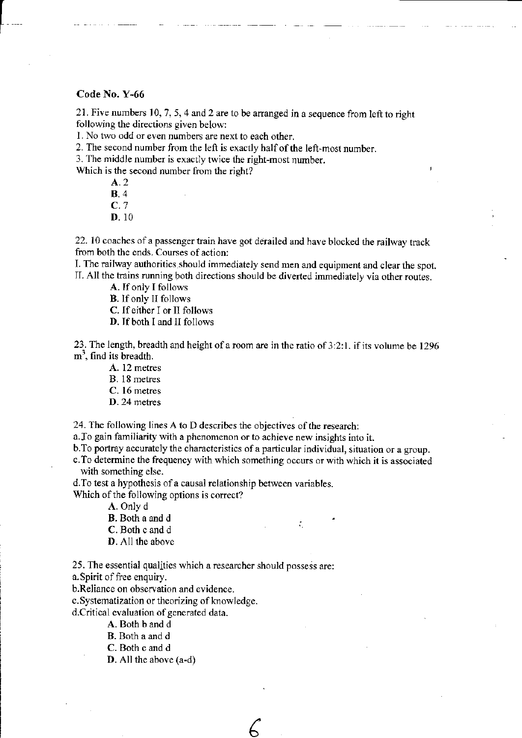**Code No. Y-66**

21. Five numbers 10, 7, 5, 4 and 2 are to be arranged in a sequence from left to right following the directions given below:

1. No two odd or even numbers are next to each other.
2. The second number from the left is exactly half of the left-most number.
3. The middle number is exactly twice the right-most number.

Which is the second number from the right?

- **A.** 2
- **B.** 4
- **C.** 7
- **D.** 10

22. 10 coaches of a passenger train have got derailed and have blocked the railway track from both the ends. Courses of action:

I. The railway authorities should immediately send men and equipment and clear the spot.
II. All the trains running both directions should be diverted immediately via other routes.

- **A.** If only I follows
- **B.** If only II follows
- **C.** If either I or II follows
- **D.** If both I and II follows

23. The length, breadth and height of a room are in the ratio of 3:2:1. if its volume be 1296 $m^3$, find its breadth.

- A. 12 metres
- B. 18 metres
- C. 16 metres
- D. 24 metres

24. The following lines A to D describes the objectives of the research:

a. To gain familiarity with a phenomenon or to achieve new insights into it.
b. To portray accurately the characteristics of a particular individual, situation or a group.
c. To determine the frequency with which something occurs or with which it is associated with something else.
d. To test a hypothesis of a causal relationship between variables.

Which of the following options is correct?

- **A.** Only d
- **B.** Both a and d
- **C.** Both c and d
- **D.** All the above

25. The essential qualities which a researcher should possess are:

a. Spirit of free enquiry.
b. Reliance on observation and evidence.
c. Systematization or theorizing of knowledge.
d. Critical evaluation of generated data.

- **A.** Both b and d
- **B.** Both a and d
- **C.** Both c and d
- **D.** All the above (a-d)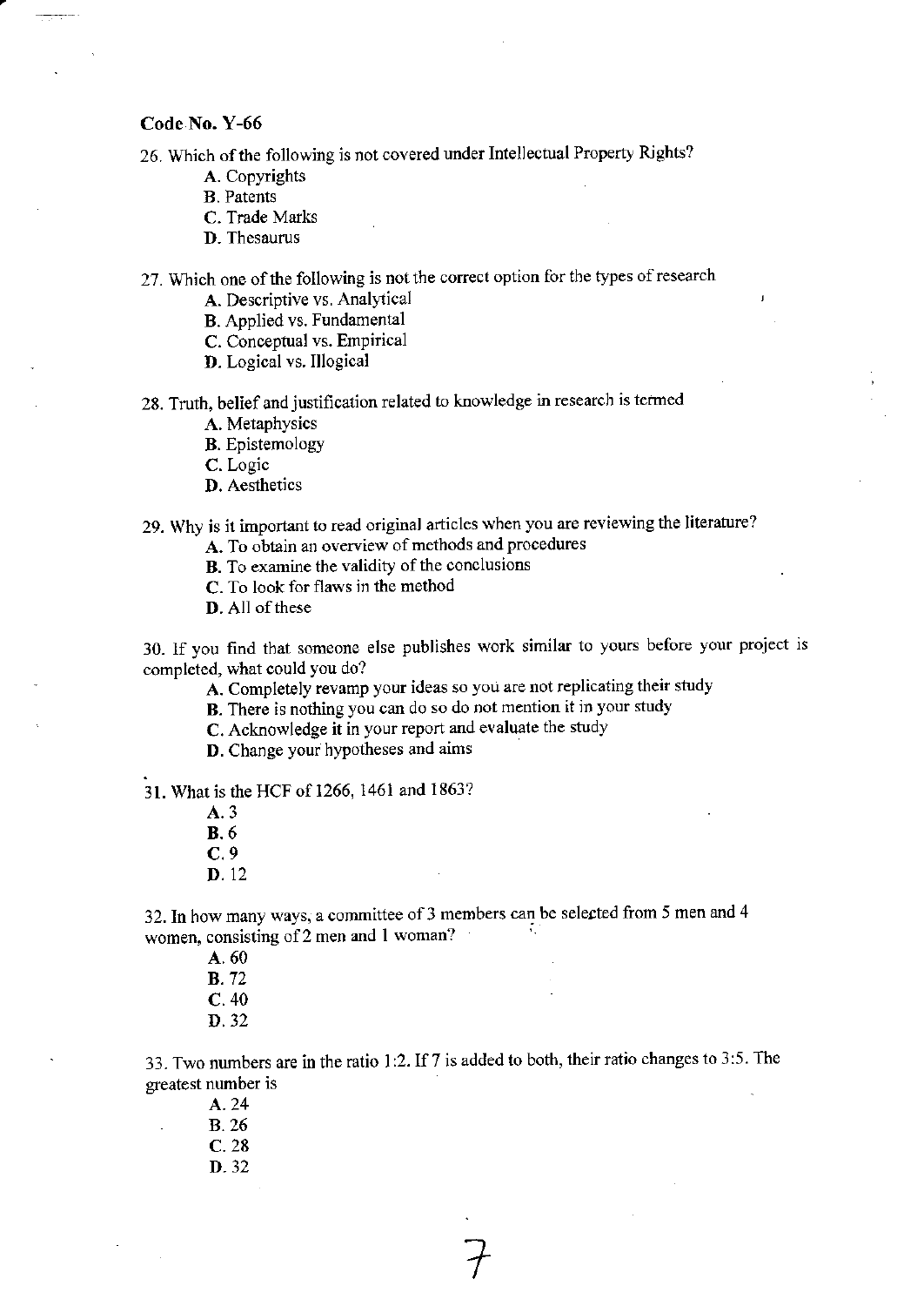**Code No. Y-66**

26. Which of the following is not covered under Intellectual Property Rights?
    - A. Copyrights
    - B. Patents
    - C. Trade Marks
    - D. Thesaurus

27. Which one of the following is not the correct option for the types of research
    - A. Descriptive vs. Analytical
    - B. Applied vs. Fundamental
    - C. Conceptual vs. Empirical
    - D. Logical vs. Illogical

28. Truth, belief and justification related to knowledge in research is termed
    - A. Metaphysics
    - B. Epistemology
    - C. Logic
    - D. Aesthetics

29. Why is it important to read original articles when you are reviewing the literature?
    - A. To obtain an overview of methods and procedures
    - B. To examine the validity of the conclusions
    - C. To look for flaws in the method
    - D. All of these

30. If you find that someone else publishes work similar to yours before your project is completed, what could you do?
    - A. Completely revamp your ideas so you are not replicating their study
    - B. There is nothing you can do so do not mention it in your study
    - C. Acknowledge it in your report and evaluate the study
    - D. Change your hypotheses and aims

31. What is the HCF of 1266, 1461 and 1863?
    - A. 3
    - B. 6
    - C. 9
    - D. 12

32. In how many ways, a committee of 3 members can be selected from 5 men and 4 women, consisting of 2 men and 1 woman?
    - A. 60
    - B. 72
    - C. 40
    - D. 32

33. Two numbers are in the ratio 1:2. If 7 is added to both, their ratio changes to 3:5. The greatest number is
    - A. 24
    - B. 26
    - C. 28
    - D. 32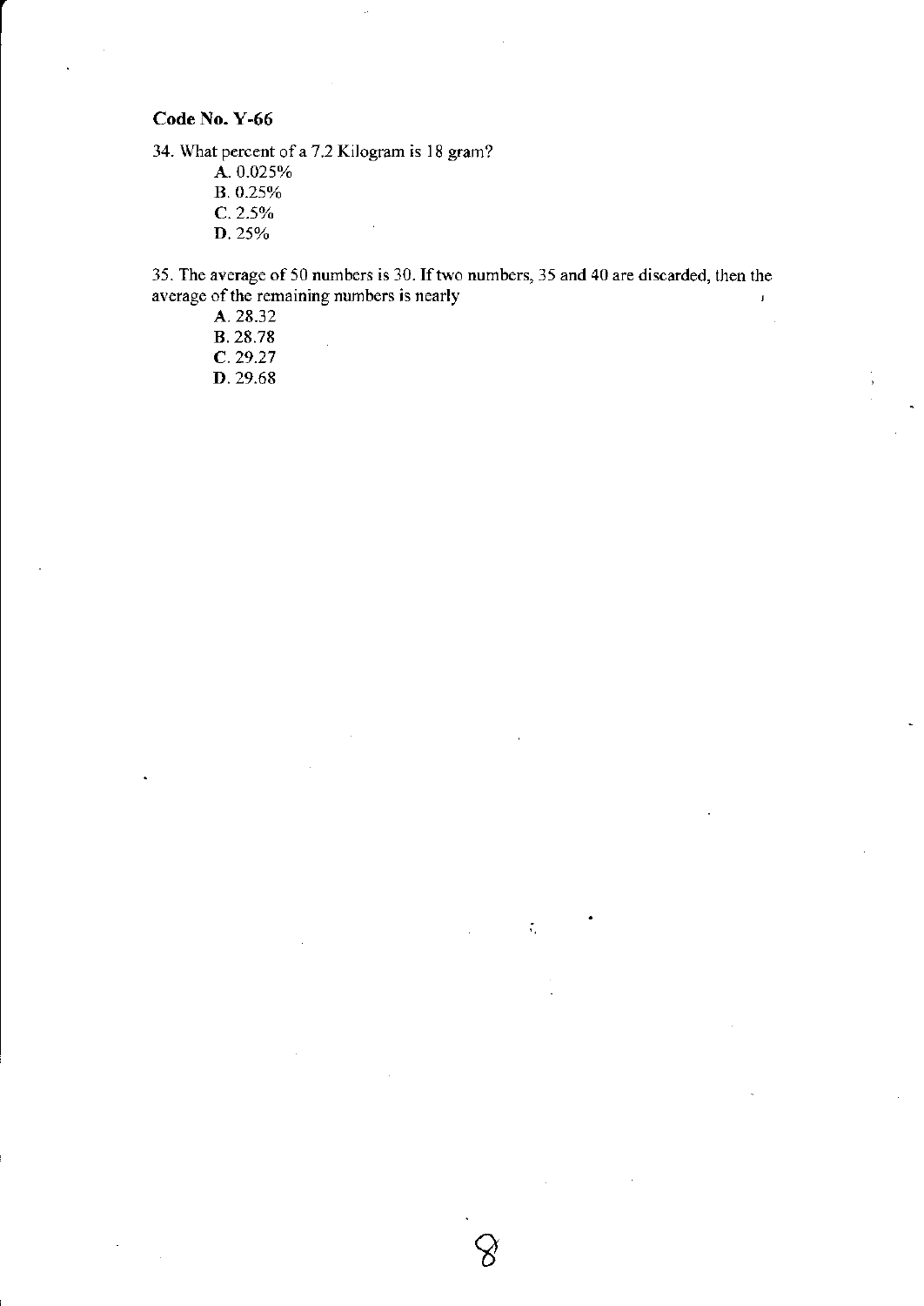**Code No. Y-66**

34. What percent of a 7.2 Kilogram is 18 gram?

A. 0.025%
B. 0.25%
C. 2.5%
D. 25%

35. The average of 50 numbers is 30. If two numbers, 35 and 40 are discarded, then the average of the remaining numbers is nearly

A. 28.32
B. 28.78
C. 29.27
D. 29.68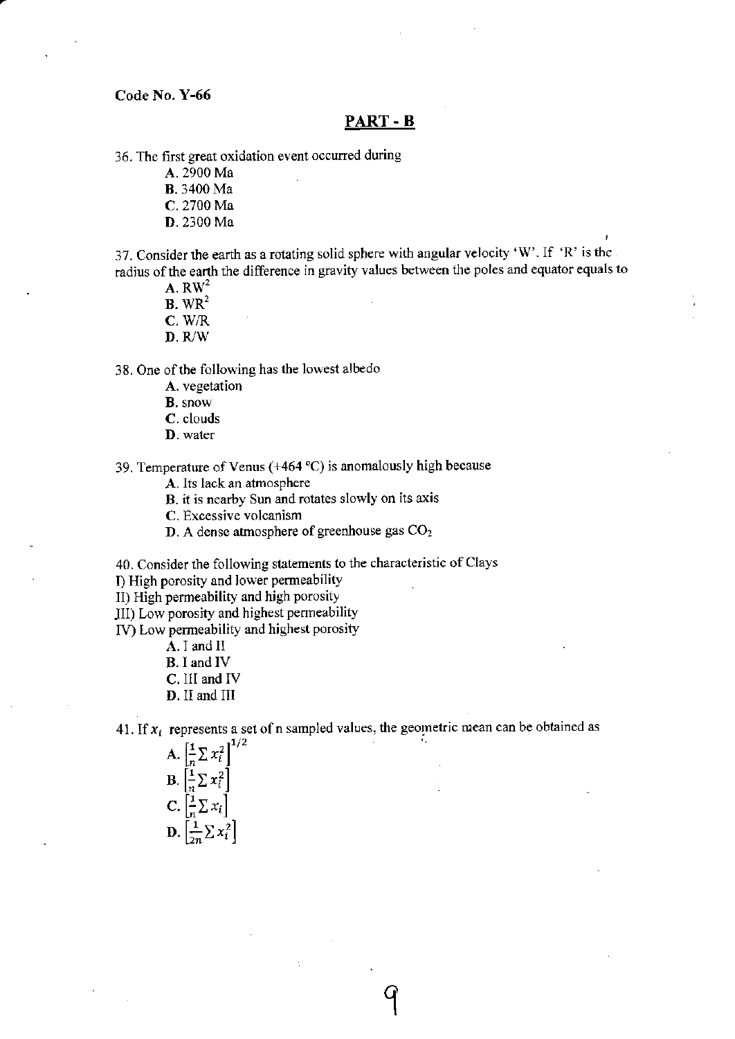Code No. Y-66

## PART - B

36. The first great oxidation event occurred during

   A. 2900 Ma
   B. 3400 Ma
   C. 2700 Ma
   D. 2300 Ma

37. Consider the earth as a rotating solid sphere with angular velocity 'W'. If 'R' is the radius of the earth the difference in gravity values between the poles and equator equals to

   A. $RW^2$
   B. $WR^2$
   C. W/R
   D. R/W

38. One of the following has the lowest albedo

   A. vegetation
   B. snow
   C. clouds
   D. water

39. Temperature of Venus (+464 °C) is anomalously high because

   A. Its lack an atmosphere
   B. it is nearby Sun and rotates slowly on its axis
   C. Excessive volcanism
   D. A dense atmosphere of greenhouse gas $CO_2$

40. Consider the following statements to the characteristic of Clays

I) High porosity and lower permeability
II) High permeability and high porosity
III) Low porosity and highest permeability
IV) Low permeability and highest porosity

   A. I and II
   B. I and IV
   C. III and IV
   D. II and III

41. If $x_i$ represents a set of n sampled values, the geometric mean can be obtained as

   A. $\left[\frac{1}{n}\sum x_i^2\right]^{1/2}$
   B. $\left[\frac{1}{n}\sum x_i^2\right]$
   C. $\left[\frac{1}{n}\sum x_i\right]$
   D. $\left[\frac{1}{2n}\sum x_i^2\right]$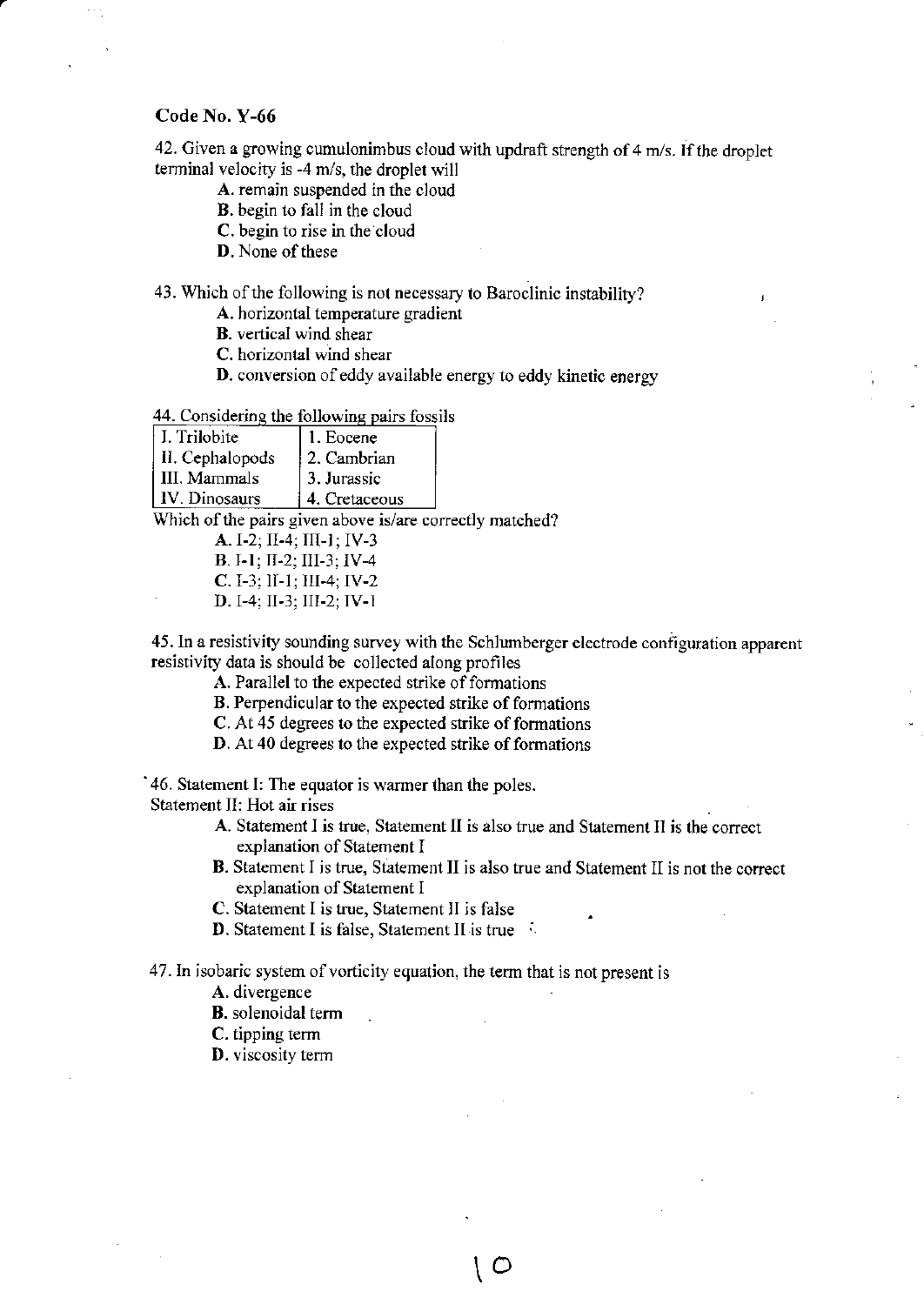Code No. Y-66

42. Given a growing cumulonimbus cloud with updraft strength of 4 m/s. If the droplet terminal velocity is -4 m/s, the droplet will

- **A.** remain suspended in the cloud
- **B.** begin to fall in the cloud
- **C.** begin to rise in the cloud
- **D.** None of these

43. Which of the following is not necessary to Baroclinic instability?

- **A.** horizontal temperature gradient
- **B.** vertical wind shear
- **C.** horizontal wind shear
- **D.** conversion of eddy available energy to eddy kinetic energy

44. Considering the following pairs fossils

| I. Trilobite | 1. Eocene |
|---|---|
| II. Cephalopods | 2. Cambrian |
| III. Mammals | 3. Jurassic |
| IV. Dinosaurs | 4. Cretaceous |

Which of the pairs given above is/are correctly matched?

- **A.** I-2; II-4; III-1; IV-3
- **B.** I-1; II-2; III-3; IV-4
- **C.** I-3; II-1; III-4; IV-2
- **D.** I-4; II-3; III-2; IV-1

45. In a resistivity sounding survey with the Schlumberger electrode configuration apparent resistivity data is should be collected along profiles

- **A.** Parallel to the expected strike of formations
- **B.** Perpendicular to the expected strike of formations
- **C.** At 45 degrees to the expected strike of formations
- **D.** At 40 degrees to the expected strike of formations

46. Statement I: The equator is warmer than the poles.
Statement II: Hot air rises

- **A.** Statement I is true, Statement II is also true and Statement II is the correct explanation of Statement I
- **B.** Statement I is true, Statement II is also true and Statement II is not the correct explanation of Statement I
- **C.** Statement I is true, Statement II is false
- **D.** Statement I is false, Statement II is true

47. In isobaric system of vorticity equation, the term that is not present is

- **A.** divergence
- **B.** solenoidal term
- **C.** tipping term
- **D.** viscosity term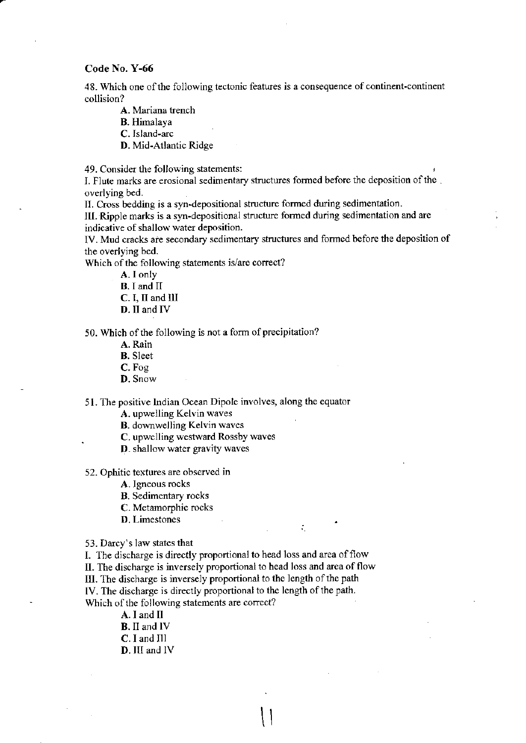**Code No. Y-66**

48. Which one of the following tectonic features is a consequence of continent-continent collision?

   **A.** Mariana trench
   **B.** Himalaya
   **C.** Island-arc
   **D.** Mid-Atlantic Ridge

49. Consider the following statements:

I. Flute marks are erosional sedimentary structures formed before the deposition of the overlying bed.

II. Cross bedding is a syn-depositional structure formed during sedimentation.

III. Ripple marks is a syn-depositional structure formed during sedimentation and are indicative of shallow water deposition.

IV. Mud cracks are secondary sedimentary structures and formed before the deposition of the overlying bed.

Which of the following statements is/are correct?

   **A.** I only
   **B.** I and II
   **C.** I, II and III
   **D.** II and IV

50. Which of the following is not a form of precipitation?

   **A.** Rain
   **B.** Sleet
   **C.** Fog
   **D.** Snow

51. The positive Indian Ocean Dipole involves, along the equator

   **A.** upwelling Kelvin waves
   **B.** downwelling Kelvin waves
   **C.** upwelling westward Rossby waves
   **D.** shallow water gravity waves

52. Ophitic textures are observed in

   **A.** Igneous rocks
   **B.** Sedimentary rocks
   **C.** Metamorphic rocks
   **D.** Limestones

53. Darcy's law states that

I. The discharge is directly proportional to head loss and area of flow

II. The discharge is inversely proportional to head loss and area of flow

III. The discharge is inversely proportional to the length of the path

IV. The discharge is directly proportional to the length of the path.

Which of the following statements are correct?

   **A.** I and II
   **B.** II and IV
   **C.** I and III
   **D.** III and IV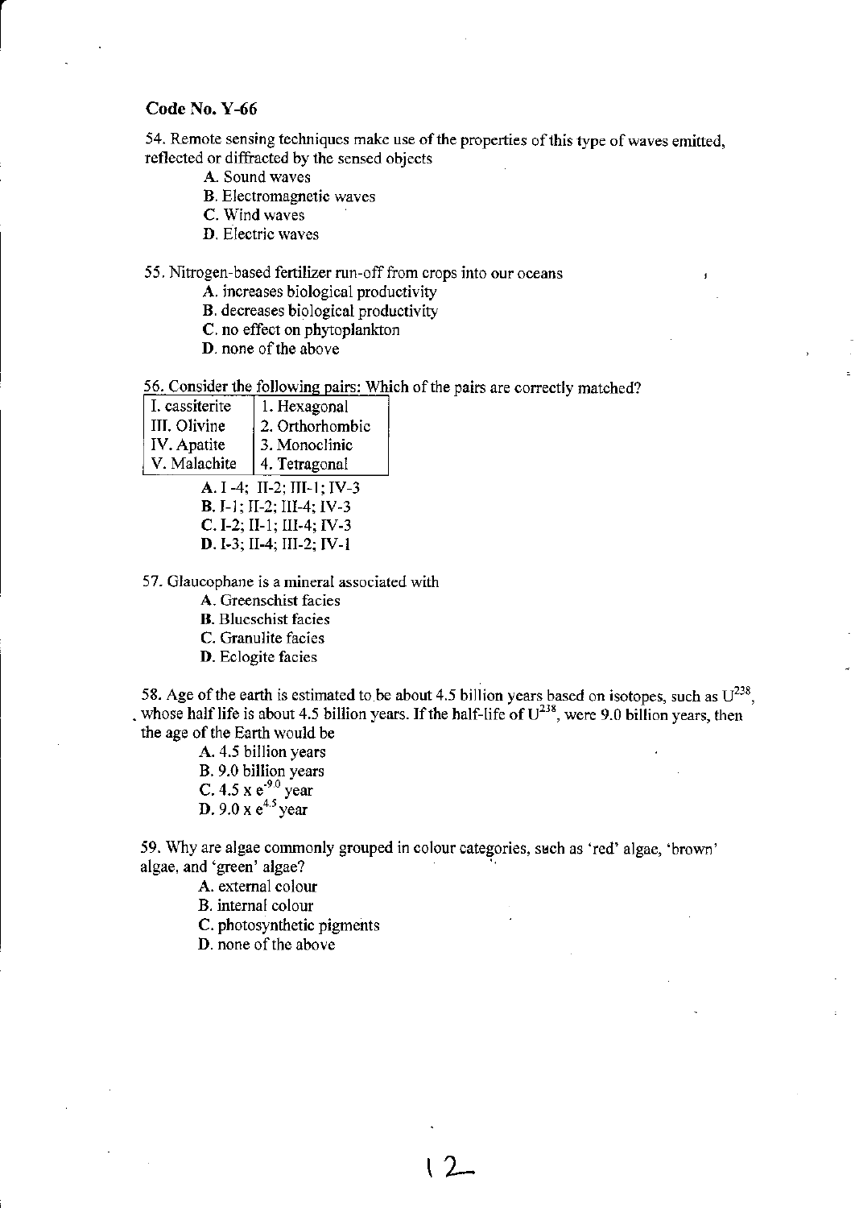**Code No. Y-66**

54. Remote sensing techniques make use of the properties of this type of waves emitted, reflected or diffracted by the sensed objects

- A. Sound waves
- B. Electromagnetic waves
- C. Wind waves
- D. Electric waves

55. Nitrogen-based fertilizer run-off from crops into our oceans

- A. increases biological productivity
- B. decreases biological productivity
- C. no effect on phytoplankton
- D. none of the above

56. Consider the following pairs: Which of the pairs are correctly matched?

| I. cassiterite | 1. Hexagonal |
|---|---|
| III. Olivine | 2. Orthorhombic |
| IV. Apatite | 3. Monoclinic |
| V. Malachite | 4. Tetragonal |

- A. I -4; II-2; III-1; IV-3
- B. I-1; II-2; III-4; IV-3
- C. I-2; II-1; III-4; IV-3
- D. I-3; II-4; III-2; IV-1

57. Glaucophane is a mineral associated with

- A. Greenschist facies
- B. Blueschist facies
- C. Granulite facies
- D. Eclogite facies

58. Age of the earth is estimated to be about 4.5 billion years based on isotopes, such as $U^{238}$, whose half life is about 4.5 billion years. If the half-life of $U^{238}$, were 9.0 billion years, then the age of the Earth would be

- A. 4.5 billion years
- B. 9.0 billion years
- C. $4.5 \times e^{-9.0}$ year
- D. $9.0 \times e^{4.5}$ year

59. Why are algae commonly grouped in colour categories, such as 'red' algae, 'brown' algae, and 'green' algae?

- A. external colour
- B. internal colour
- C. photosynthetic pigments
- D. none of the above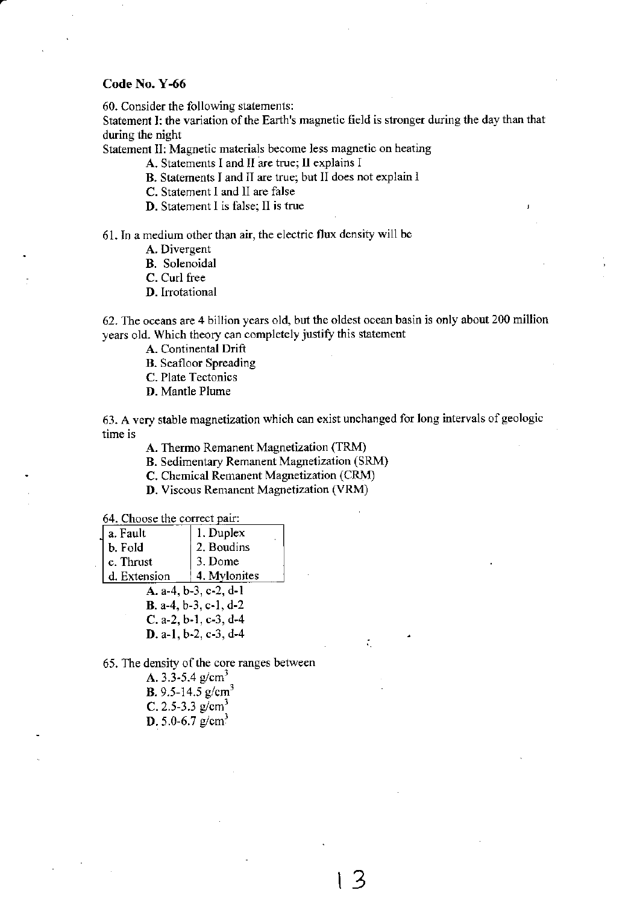**Code No. Y-66**

60. Consider the following statements:

Statement I: the variation of the Earth's magnetic field is stronger during the day than that during the night

Statement II: Magnetic materials become less magnetic on heating

- **A.** Statements I and II are true; II explains I
- **B.** Statements I and II are true; but II does not explain I
- **C.** Statement I and II are false
- **D.** Statement I is false; II is true

61. In a medium other than air, the electric flux density will be

- **A.** Divergent
- **B.** Solenoidal
- **C.** Curl free
- **D.** Irrotational

62. The oceans are 4 billion years old, but the oldest ocean basin is only about 200 million years old. Which theory can completely justify this statement

- **A.** Continental Drift
- **B.** Seafloor Spreading
- **C.** Plate Tectonics
- **D.** Mantle Plume

63. A very stable magnetization which can exist unchanged for long intervals of geologic time is

- **A.** Thermo Remanent Magnetization (TRM)
- **B.** Sedimentary Remanent Magnetization (SRM)
- **C.** Chemical Remanent Magnetization (CRM)
- **D.** Viscous Remanent Magnetization (VRM)

64. Choose the correct pair:

| | |
|---|---|
| a. Fault | 1. Duplex |
| b. Fold | 2. Boudins |
| c. Thrust | 3. Dome |
| d. Extension | 4. Mylonites |

- **A.** a-4, b-3, c-2, d-1
- **B.** a-4, b-3, c-1, d-2
- **C.** a-2, b-1, c-3, d-4
- **D.** a-1, b-2, c-3, d-4

65. The density of the core ranges between

- **A.** 3.3-5.4 g/cm$^3$
- **B.** 9.5-14.5 g/cm$^3$
- **C.** 2.5-3.3 g/cm$^3$
- **D.** 5.0-6.7 g/cm$^3$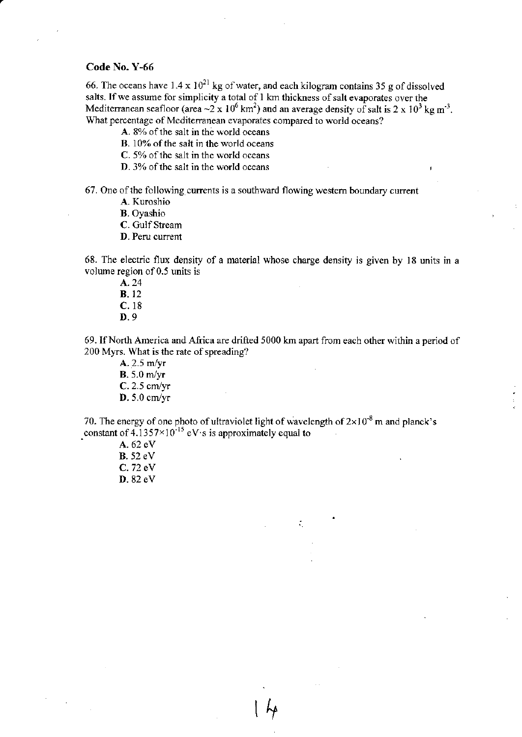**Code No. Y-66**

66. The oceans have $1.4 \times 10^{21}$ kg of water, and each kilogram contains 35 g of dissolved salts. If we assume for simplicity a total of 1 km thickness of salt evaporates over the Mediterranean seafloor (area ~$2 \times 10^{6}$ km$^{2}$) and an average density of salt is $2 \times 10^{3}$ kg m$^{-3}$. What percentage of Mediterranean evaporates compared to world oceans?

A. 8% of the salt in the world oceans
B. 10% of the salt in the world oceans
C. 5% of the salt in the world oceans
D. 3% of the salt in the world oceans

67. One of the following currents is a southward flowing western boundary current

A. Kuroshio
B. Oyashio
C. Gulf Stream
D. Peru current

68. The electric flux density of a material whose charge density is given by 18 units in a volume region of 0.5 units is

A. 24
B. 12
C. 18
D. 9

69. If North America and Africa are drifted 5000 km apart from each other within a period of 200 Myrs. What is the rate of spreading?

A. 2.5 m/yr
B. 5.0 m/yr
C. 2.5 cm/yr
D. 5.0 cm/yr

70. The energy of one photo of ultraviolet light of wavelength of $2\times10^{-8}$ m and planck's constant of $4.1357\times10^{-15}$ eV·s is approximately equal to

A. 62 eV
B. 52 eV
C. 72 eV
D. 82 eV